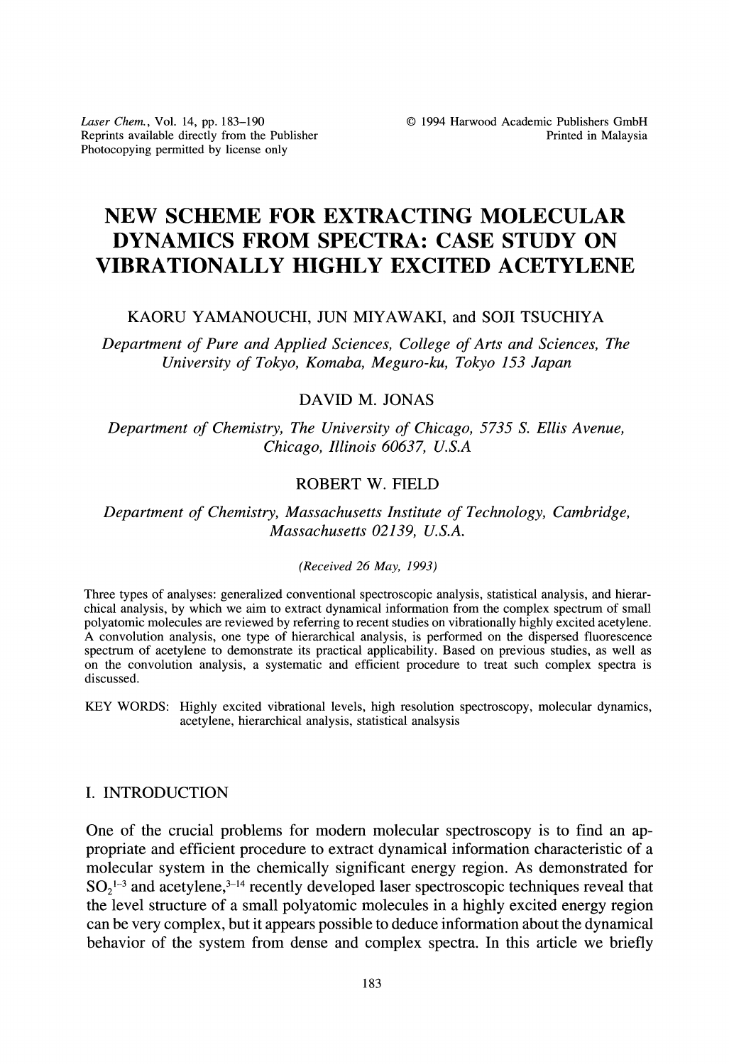# NEW SCHEME FOR EXTRACTING MOLECULAR DYNAMICS FROM SPECTRA: CASE STUDY ON VIBRATIONALLY HIGHLY EXCITED ACETYLENE

KAORU YAMANOUCHI, JUN MIYAWAKI, and SOJI TSUCHIYA

*Department of Pure and Applied Sciences, College of Arts and Sciences, The University of Tokyo, Komaba, Meguro-ku, Tokyo 153 Japan*

DAVID M. JONAS

*Department of Chemistry, The University of Chicago, 5735 S. Ellis Avenue, Chicago, Illinois 60637, U.S.A*

ROBERT W. FIELD

*Department of Chemistry, Massachusetts Institute of Technology, Cambridge, Massachusetts 02139, U.S.A.*

*(Received 26 May, 1993)*

Three types of analyses: generalized conventional spectroscopic analysis, statistical analysis, and hierarchical analysis, by which we aim to extract dynamical information from the complex spectrum of small polyatomic molecules are reviewed by referring to recent studies on vibrationally highly excited acetylene. A convolution analysis, one type of hierarchical analysis, is performed on the dispersed fluorescence spectrum of acetylene to demonstrate its practical applicability. Based on previous studies, as well as on the convolution analysis, a systematic and efficient procedure to treat such complex spectra is discussed.

KEY WORDS: Highly excited vibrational levels, high resolution spectroscopy, molecular dynamics, acetylene, hierarchical analysis, statistical analsysis

## I. INTRODUCTION

One of the crucial problems for modern molecular spectroscopy is to find an appropriate and efficient procedure to extract dynamical information characteristic of a molecular system in the chemically significant energy region. As demonstrated for $SO_2$[1–3] and acetylene,[3–14] recently developed laser spectroscopic techniques reveal that the level structure of a small polyatomic molecules in a highly excited energy region can be very complex, but it appears possible to deduce information about the dynamical behavior of the system from dense and complex spectra. In this article we briefly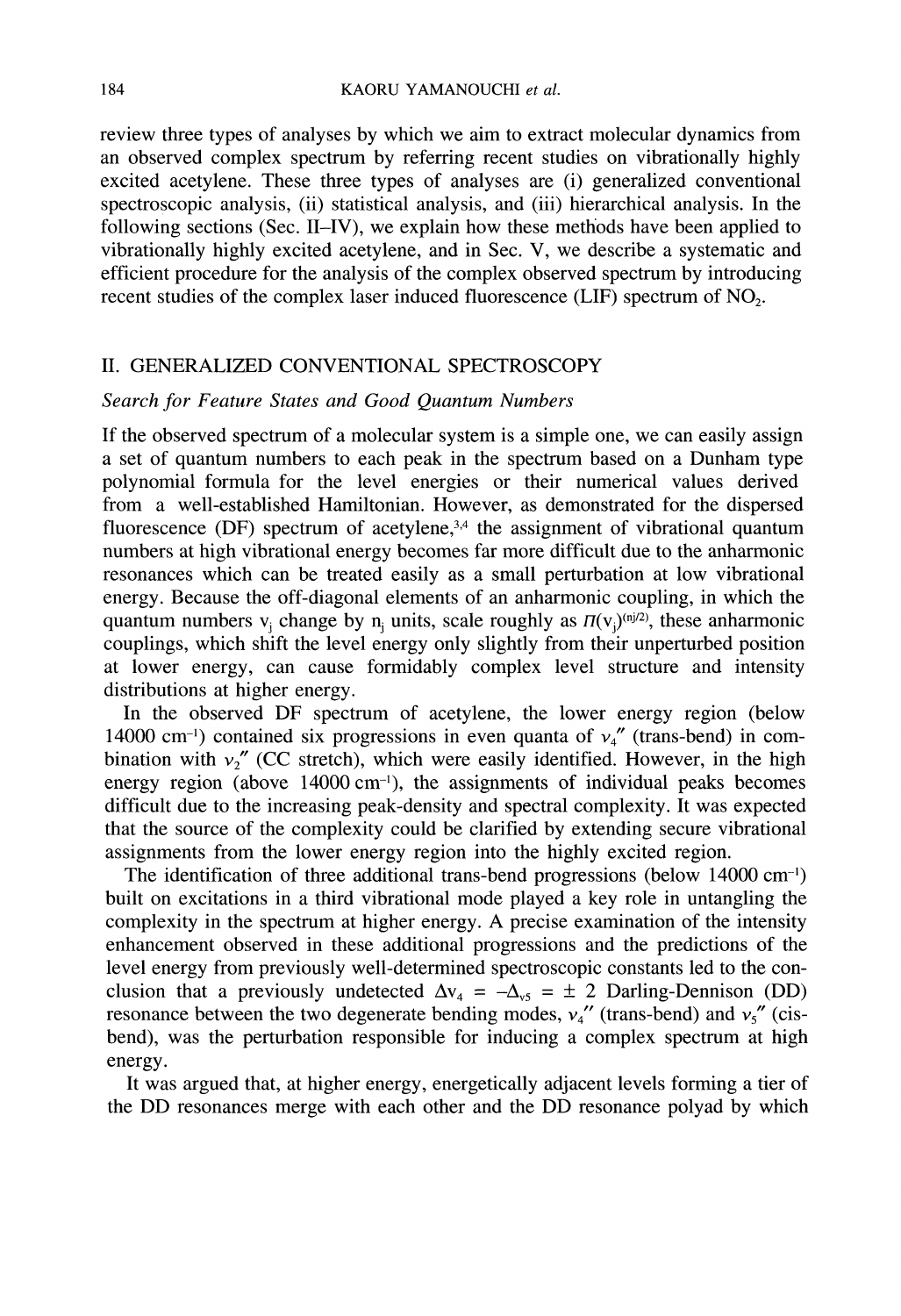review three types of analyses by which we aim to extract molecular dynamics from an observed complex spectrum by referring recent studies on vibrationally highly excited acetylene. These three types of analyses are (i) generalized conventional spectroscopic analysis, (ii) statistical analysis, and (iii) hierarchical analysis. In the following sections (Sec. II–IV), we explain how these methods have been applied to vibrationally highly excited acetylene, and in Sec. V, we describe a systematic and efficient procedure for the analysis of the complex observed spectrum by introducing recent studies of the complex laser induced fluorescence (LIF) spectrum of $NO_2$.

## II. GENERALIZED CONVENTIONAL SPECTROSCOPY

### *Search for Feature States and Good Quantum Numbers*

If the observed spectrum of a molecular system is a simple one, we can easily assign a set of quantum numbers to each peak in the spectrum based on a Dunham type polynomial formula for the level energies or their numerical values derived from a well-established Hamiltonian. However, as demonstrated for the dispersed fluorescence (DF) spectrum of acetylene,[3,4] the assignment of vibrational quantum numbers at high vibrational energy becomes far more difficult due to the anharmonic resonances which can be treated easily as a small perturbation at low vibrational energy. Because the off-diagonal elements of an anharmonic coupling, in which the quantum numbers $v_j$ change by $n_j$ units, scale roughly as $\Pi(v_j)^{(n_j/2)}$, these anharmonic couplings, which shift the level energy only slightly from their unperturbed position at lower energy, can cause formidably complex level structure and intensity distributions at higher energy.

In the observed DF spectrum of acetylene, the lower energy region (below 14000 cm$^{-1}$) contained six progressions in even quanta of $\nu_4''$ (trans-bend) in combination with $\nu_2''$ (CC stretch), which were easily identified. However, in the high energy region (above 14000 cm$^{-1}$), the assignments of individual peaks becomes difficult due to the increasing peak-density and spectral complexity. It was expected that the source of the complexity could be clarified by extending secure vibrational assignments from the lower energy region into the highly excited region.

The identification of three additional trans-bend progressions (below 14000 cm$^{-1}$) built on excitations in a third vibrational mode played a key role in untangling the complexity in the spectrum at higher energy. A precise examination of the intensity enhancement observed in these additional progressions and the predictions of the level energy from previously well-determined spectroscopic constants led to the conclusion that a previously undetected $\Delta v_4 = -\Delta_{v5} = \pm 2$ Darling-Dennison (DD) resonance between the two degenerate bending modes, $\nu_4''$ (trans-bend) and $\nu_5''$ (cis-bend), was the perturbation responsible for inducing a complex spectrum at high energy.

It was argued that, at higher energy, energetically adjacent levels forming a tier of the DD resonances merge with each other and the DD resonance polyad by which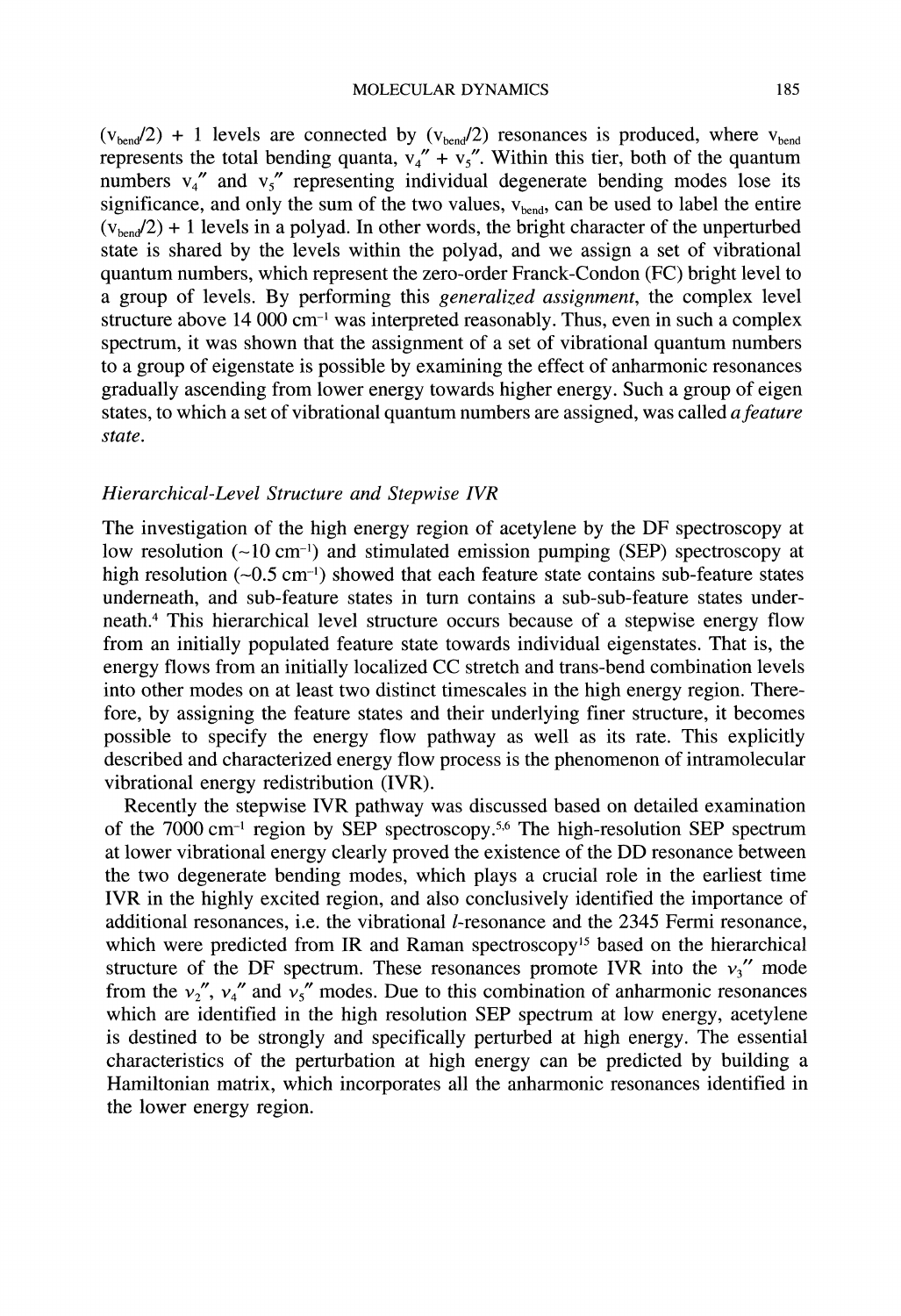($v_{bend}/2$) + 1 levels are connected by ($v_{bend}/2$) resonances is produced, where $v_{bend}$ represents the total bending quanta, $v_4'' + v_5''$. Within this tier, both of the quantum numbers $v_4''$ and $v_5''$ representing individual degenerate bending modes lose its significance, and only the sum of the two values, $v_{bend}$, can be used to label the entire ($v_{bend}/2$) + 1 levels in a polyad. In other words, the bright character of the unperturbed state is shared by the levels within the polyad, and we assign a set of vibrational quantum numbers, which represent the zero-order Franck-Condon (FC) bright level to a group of levels. By performing this *generalized assignment*, the complex level structure above 14 000 $cm^{-1}$ was interpreted reasonably. Thus, even in such a complex spectrum, it was shown that the assignment of a set of vibrational quantum numbers to a group of eigenstate is possible by examining the effect of anharmonic resonances gradually ascending from lower energy towards higher energy. Such a group of eigen states, to which a set of vibrational quantum numbers are assigned, was called *a feature state*.

### *Hierarchical-Level Structure and Stepwise IVR*

The investigation of the high energy region of acetylene by the DF spectroscopy at low resolution (~10 $cm^{-1}$) and stimulated emission pumping (SEP) spectroscopy at high resolution (~0.5 $cm^{-1}$) showed that each feature state contains sub-feature states underneath, and sub-feature states in turn contains a sub-sub-feature states underneath.[4] This hierarchical level structure occurs because of a stepwise energy flow from an initially populated feature state towards individual eigenstates. That is, the energy flows from an initially localized CC stretch and trans-bend combination levels into other modes on at least two distinct timescales in the high energy region. Therefore, by assigning the feature states and their underlying finer structure, it becomes possible to specify the energy flow pathway as well as its rate. This explicitly described and characterized energy flow process is the phenomenon of intramolecular vibrational energy redistribution (IVR).

Recently the stepwise IVR pathway was discussed based on detailed examination of the 7000 $cm^{-1}$ region by SEP spectroscopy.[5,6] The high-resolution SEP spectrum at lower vibrational energy clearly proved the existence of the DD resonance between the two degenerate bending modes, which plays a crucial role in the earliest time IVR in the highly excited region, and also conclusively identified the importance of additional resonances, i.e. the vibrational *l*-resonance and the 2345 Fermi resonance, which were predicted from IR and Raman spectroscopy[15] based on the hierarchical structure of the DF spectrum. These resonances promote IVR into the $\nu_3''$ mode from the $\nu_2''$, $\nu_4''$ and $\nu_5''$ modes. Due to this combination of anharmonic resonances which are identified in the high resolution SEP spectrum at low energy, acetylene is destined to be strongly and specifically perturbed at high energy. The essential characteristics of the perturbation at high energy can be predicted by building a Hamiltonian matrix, which incorporates all the anharmonic resonances identified in the lower energy region.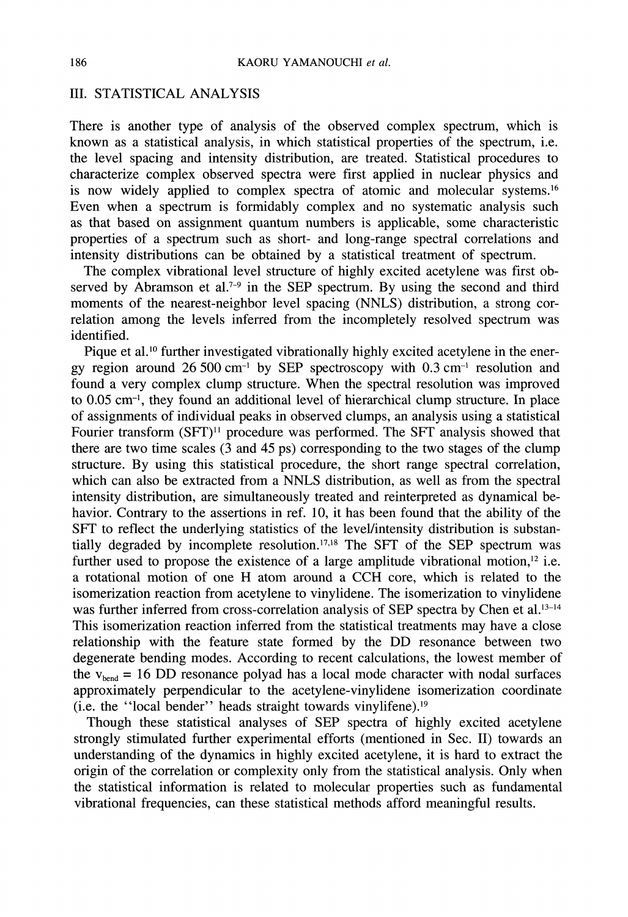## III. STATISTICAL ANALYSIS

There is another type of analysis of the observed complex spectrum, which is known as a statistical analysis, in which statistical properties of the spectrum, i.e. the level spacing and intensity distribution, are treated. Statistical procedures to characterize complex observed spectra were first applied in nuclear physics and is now widely applied to complex spectra of atomic and molecular systems.[16] Even when a spectrum is formidably complex and no systematic analysis such as that based on assignment quantum numbers is applicable, some characteristic properties of a spectrum such as short- and long-range spectral correlations and intensity distributions can be obtained by a statistical treatment of spectrum.

The complex vibrational level structure of highly excited acetylene was first observed by Abramson et al.[7–9] in the SEP spectrum. By using the second and third moments of the nearest-neighbor level spacing (NNLS) distribution, a strong correlation among the levels inferred from the incompletely resolved spectrum was identified.

Pique et al.[10] further investigated vibrationally highly excited acetylene in the energy region around 26 500 cm$^{-1}$ by SEP spectroscopy with 0.3 cm$^{-1}$ resolution and found a very complex clump structure. When the spectral resolution was improved to 0.05 cm$^{-1}$, they found an additional level of hierarchical clump structure. In place of assignments of individual peaks in observed clumps, an analysis using a statistical Fourier transform (SFT)[11] procedure was performed. The SFT analysis showed that there are two time scales (3 and 45 ps) corresponding to the two stages of the clump structure. By using this statistical procedure, the short range spectral correlation, which can also be extracted from a NNLS distribution, as well as from the spectral intensity distribution, are simultaneously treated and reinterpreted as dynamical behavior. Contrary to the assertions in ref. 10, it has been found that the ability of the SFT to reflect the underlying statistics of the level/intensity distribution is substantially degraded by incomplete resolution.[17,18] The SFT of the SEP spectrum was further used to propose the existence of a large amplitude vibrational motion,[12] i.e. a rotational motion of one H atom around a CCH core, which is related to the isomerization reaction from acetylene to vinylidene. The isomerization to vinylidene was further inferred from cross-correlation analysis of SEP spectra by Chen et al.[13–14] This isomerization reaction inferred from the statistical treatments may have a close relationship with the feature state formed by the DD resonance between two degenerate bending modes. According to recent calculations, the lowest member of the $v_{bend} = 16$ DD resonance polyad has a local mode character with nodal surfaces approximately perpendicular to the acetylene-vinylidene isomerization coordinate (i.e. the "local bender" heads straight towards vinylifene).[19]

Though these statistical analyses of SEP spectra of highly excited acetylene strongly stimulated further experimental efforts (mentioned in Sec. II) towards an understanding of the dynamics in highly excited acetylene, it is hard to extract the origin of the correlation or complexity only from the statistical analysis. Only when the statistical information is related to molecular properties such as fundamental vibrational frequencies, can these statistical methods afford meaningful results.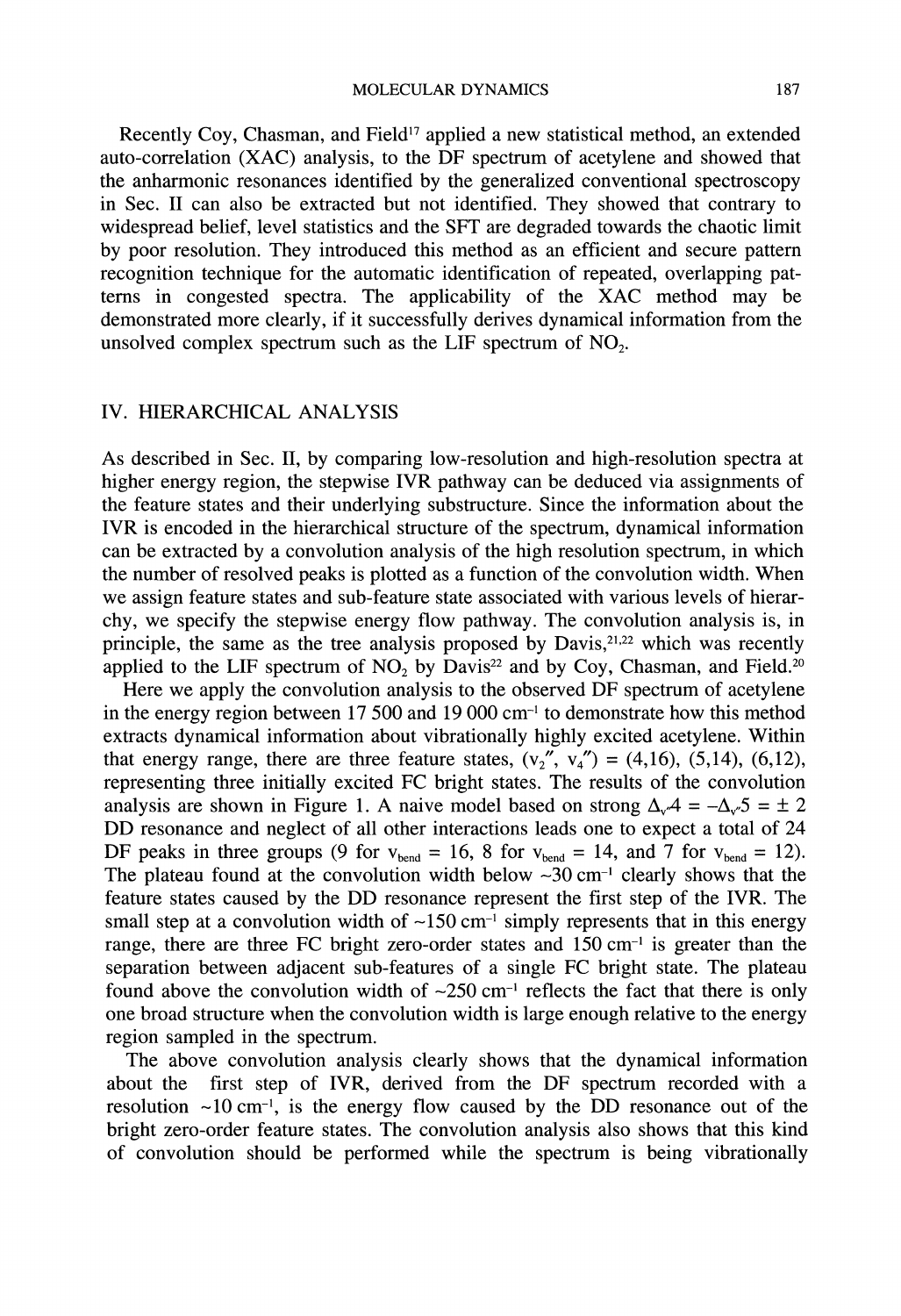Recently Coy, Chasman, and Field[17] applied a new statistical method, an extended auto-correlation (XAC) analysis, to the DF spectrum of acetylene and showed that the anharmonic resonances identified by the generalized conventional spectroscopy in Sec. II can also be extracted but not identified. They showed that contrary to widespread belief, level statistics and the SFT are degraded towards the chaotic limit by poor resolution. They introduced this method as an efficient and secure pattern recognition technique for the automatic identification of repeated, overlapping patterns in congested spectra. The applicability of the XAC method may be demonstrated more clearly, if it successfully derives dynamical information from the unsolved complex spectrum such as the LIF spectrum of $NO_2$.

## IV. HIERARCHICAL ANALYSIS

As described in Sec. II, by comparing low-resolution and high-resolution spectra at higher energy region, the stepwise IVR pathway can be deduced via assignments of the feature states and their underlying substructure. Since the information about the IVR is encoded in the hierarchical structure of the spectrum, dynamical information can be extracted by a convolution analysis of the high resolution spectrum, in which the number of resolved peaks is plotted as a function of the convolution width. When we assign feature states and sub-feature state associated with various levels of hierarchy, we specify the stepwise energy flow pathway. The convolution analysis is, in principle, the same as the tree analysis proposed by Davis,[21,22] which was recently applied to the LIF spectrum of $NO_2$ by Davis[22] and by Coy, Chasman, and Field.[20]

Here we apply the convolution analysis to the observed DF spectrum of acetylene in the energy region between 17 500 and 19 000 cm$^{-1}$ to demonstrate how this method extracts dynamical information about vibrationally highly excited acetylene. Within that energy range, there are three feature states, ($v_2''$, $v_4''$) = (4,16), (5,14), (6,12), representing three initially excited FC bright states. The results of the convolution analysis are shown in Figure 1. A naive model based on strong $\Delta_v 4 = -\Delta_v 5 = \pm 2$ DD resonance and neglect of all other interactions leads one to expect a total of 24 DF peaks in three groups (9 for $v_{bend} = 16$, 8 for $v_{bend} = 14$, and 7 for $v_{bend} = 12$). The plateau found at the convolution width below ~30 cm$^{-1}$ clearly shows that the feature states caused by the DD resonance represent the first step of the IVR. The small step at a convolution width of ~150 cm$^{-1}$ simply represents that in this energy range, there are three FC bright zero-order states and 150 cm$^{-1}$ is greater than the separation between adjacent sub-features of a single FC bright state. The plateau found above the convolution width of ~250 cm$^{-1}$ reflects the fact that there is only one broad structure when the convolution width is large enough relative to the energy region sampled in the spectrum.

The above convolution analysis clearly shows that the dynamical information about the first step of IVR, derived from the DF spectrum recorded with a resolution ~10 cm$^{-1}$, is the energy flow caused by the DD resonance out of the bright zero-order feature states. The convolution analysis also shows that this kind of convolution should be performed while the spectrum is being vibrationally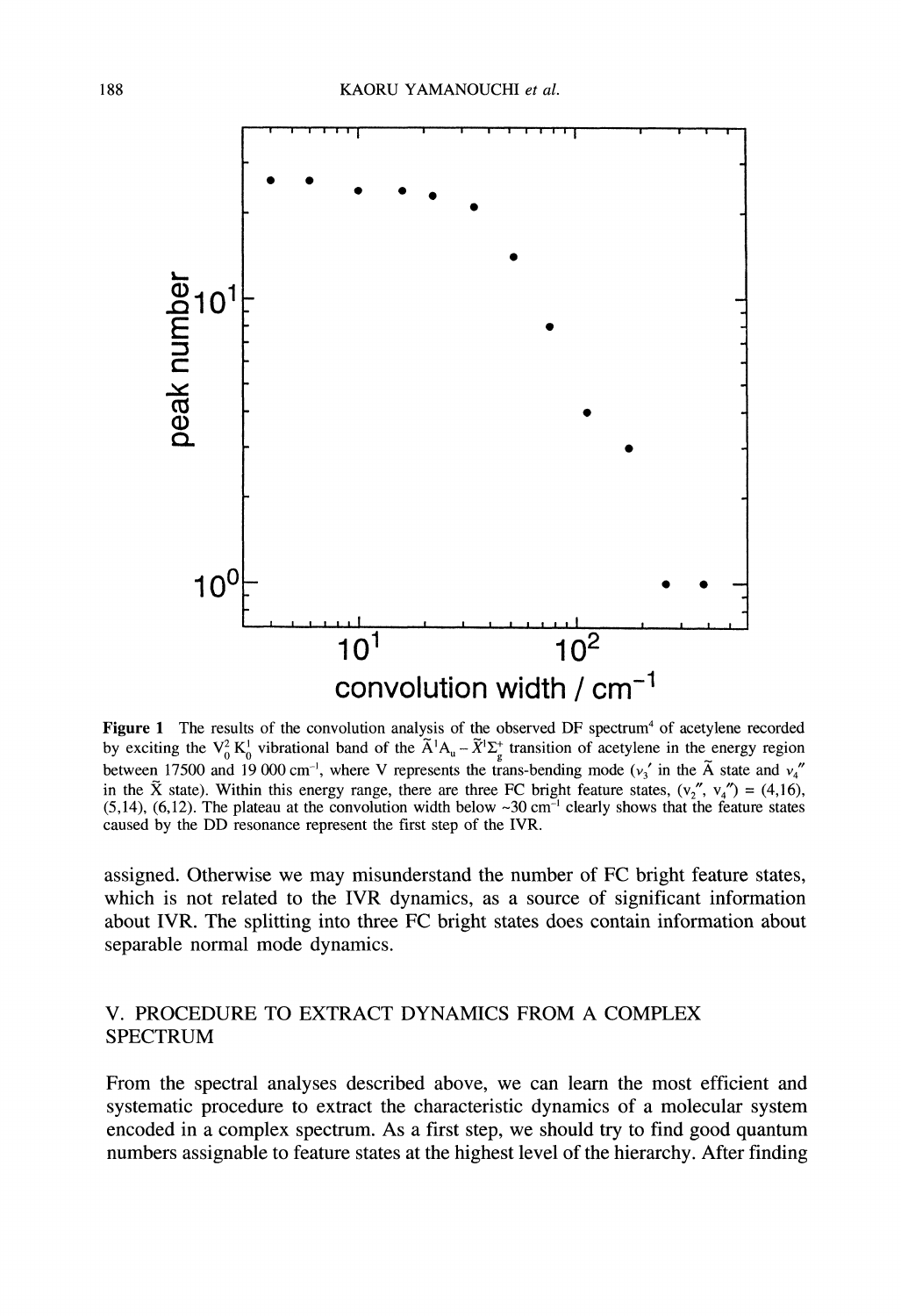**Figure 1** The results of the convolution analysis of the observed DF spectrum[4] of acetylene recorded by exciting the $V_0^2 K_0^1$ vibrational band of the $\tilde{A}^1A_u - \tilde{X}^1\Sigma_g^+$ transition of acetylene in the energy region between 17500 and 19 000 cm$^{-1}$, where V represents the trans-bending mode ($\nu_3'$ in the $\tilde{A}$ state and $\nu_4''$ in the $\tilde{X}$ state). Within this energy range, there are three FC bright feature states, ($v_2''$, $v_4''$) = (4,16), (5,14), (6,12). The plateau at the convolution width below ~30 cm$^{-1}$ clearly shows that the feature states caused by the DD resonance represent the first step of the IVR.

assigned. Otherwise we may misunderstand the number of FC bright feature states, which is not related to the IVR dynamics, as a source of significant information about IVR. The splitting into three FC bright states does contain information about separable normal mode dynamics.

## V. PROCEDURE TO EXTRACT DYNAMICS FROM A COMPLEX SPECTRUM

From the spectral analyses described above, we can learn the most efficient and systematic procedure to extract the characteristic dynamics of a molecular system encoded in a complex spectrum. As a first step, we should try to find good quantum numbers assignable to feature states at the highest level of the hierarchy. After finding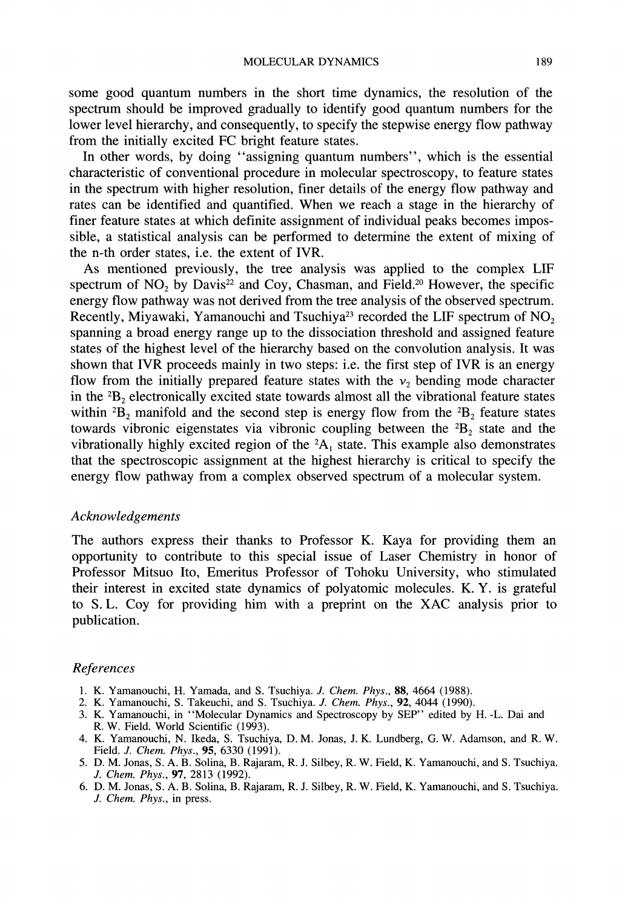some good quantum numbers in the short time dynamics, the resolution of the spectrum should be improved gradually to identify good quantum numbers for the lower level hierarchy, and consequently, to specify the stepwise energy flow pathway from the initially excited FC bright feature states.

In other words, by doing "assigning quantum numbers", which is the essential characteristic of conventional procedure in molecular spectroscopy, to feature states in the spectrum with higher resolution, finer details of the energy flow pathway and rates can be identified and quantified. When we reach a stage in the hierarchy of finer feature states at which definite assignment of individual peaks becomes impossible, a statistical analysis can be performed to determine the extent of mixing of the n-th order states, i.e. the extent of IVR.

As mentioned previously, the tree analysis was applied to the complex LIF spectrum of $NO_2$ by Davis[22] and Coy, Chasman, and Field.[20] However, the specific energy flow pathway was not derived from the tree analysis of the observed spectrum. Recently, Miyawaki, Yamanouchi and Tsuchiya[23] recorded the LIF spectrum of $NO_2$ spanning a broad energy range up to the dissociation threshold and assigned feature states of the highest level of the hierarchy based on the convolution analysis. It was shown that IVR proceeds mainly in two steps: i.e. the first step of IVR is an energy flow from the initially prepared feature states with the $\nu_2$ bending mode character in the $^2B_2$ electronically excited state towards almost all the vibrational feature states within $^2B_2$ manifold and the second step is energy flow from the $^2B_2$ feature states towards vibronic eigenstates via vibronic coupling between the $^2B_2$ state and the vibrationally highly excited region of the $^2A_1$ state. This example also demonstrates that the spectroscopic assignment at the highest hierarchy is critical to specify the energy flow pathway from a complex observed spectrum of a molecular system.

### *Acknowledgements*

The authors express their thanks to Professor K. Kaya for providing them an opportunity to contribute to this special issue of Laser Chemistry in honor of Professor Mitsuo Ito, Emeritus Professor of Tohoku University, who stimulated their interest in excited state dynamics of polyatomic molecules. K. Y. is grateful to S. L. Coy for providing him with a preprint on the XAC analysis prior to publication.

### *References*

1. K. Yamanouchi, H. Yamada, and S. Tsuchiya. *J. Chem. Phys.*, **88**, 4664 (1988).
2. K. Yamanouchi, S. Takeuchi, and S. Tsuchiya. *J. Chem. Phys.*, **92**, 4044 (1990).
3. K. Yamanouchi, in "Molecular Dynamics and Spectroscopy by SEP" edited by H. -L. Dai and R. W. Field. World Scientific (1993).
4. K. Yamanouchi, N. Ikeda, S. Tsuchiya, D. M. Jonas, J. K. Lundberg, G. W. Adamson, and R. W. Field. *J. Chem. Phys.*, **95**, 6330 (1991).
5. D. M. Jonas, S. A. B. Solina, B. Rajaram, R. J. Silbey, R. W. Field, K. Yamanouchi, and S. Tsuchiya. *J. Chem. Phys.*, **97**, 2813 (1992).
6. D. M. Jonas, S. A. B. Solina, B. Rajaram, R. J. Silbey, R. W. Field, K. Yamanouchi, and S. Tsuchiya. *J. Chem. Phys.*, in press.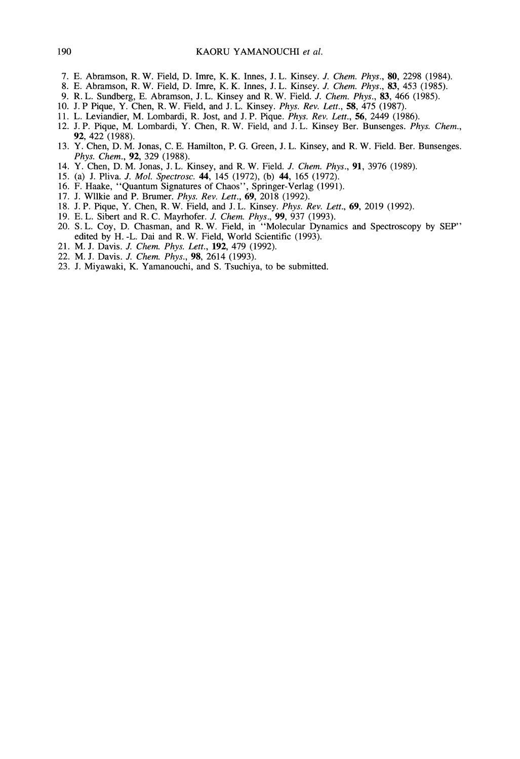7. E. Abramson, R. W. Field, D. Imre, K. K. Innes, J. L. Kinsey. *J. Chem. Phys.*, **80**, 2298 (1984).
8. E. Abramson, R. W. Field, D. Imre, K. K. Innes, J. L. Kinsey. *J. Chem. Phys.*, **83**, 453 (1985).
9. R. L. Sundberg, E. Abramson, J. L. Kinsey and R. W. Field. *J. Chem. Phys.*, **83**, 466 (1985).
10. J. P Pique, Y. Chen, R. W. Field, and J. L. Kinsey. *Phys. Rev. Lett.*, **58**, 475 (1987).
11. L. Leviandier, M. Lombardi, R. Jost, and J. P. Pique. *Phys. Rev. Lett.*, **56**, 2449 (1986).
12. J. P. Pique, M. Lombardi, Y. Chen, R. W. Field, and J. L. Kinsey Ber. Bunsenges. *Phys. Chem.*, **92**, 422 (1988).
13. Y. Chen, D. M. Jonas, C. E. Hamilton, P. G. Green, J. L. Kinsey, and R. W. Field. Ber. Bunsenges. *Phys. Chem.*, **92**, 329 (1988).
14. Y. Chen, D. M. Jonas, J. L. Kinsey, and R. W. Field. *J. Chem. Phys.*, **91**, 3976 (1989).
15. (a) J. Pliva. *J. Mol. Spectrosc.* **44**, 145 (1972), (b) **44**, 165 (1972).
16. F. Haake, ''Quantum Signatures of Chaos'', Springer-Verlag (1991).
17. J. Wllkie and P. Brumer. *Phys. Rev. Lett.*, **69**, 2018 (1992).
18. J. P. Pique, Y. Chen, R. W. Field, and J. L. Kinsey. *Phys. Rev. Lett.*, **69**, 2019 (1992).
19. E. L. Sibert and R. C. Mayrhofer. *J. Chem. Phys.*, **99**, 937 (1993).
20. S. L. Coy, D. Chasman, and R. W. Field, in ''Molecular Dynamics and Spectroscopy by SEP'' edited by H. -L. Dai and R. W. Field, World Scientific (1993).
21. M. J. Davis. *J. Chem. Phys. Lett.*, **192**, 479 (1992).
22. M. J. Davis. *J. Chem. Phys.*, **98**, 2614 (1993).
23. J. Miyawaki, K. Yamanouchi, and S. Tsuchiya, to be submitted.